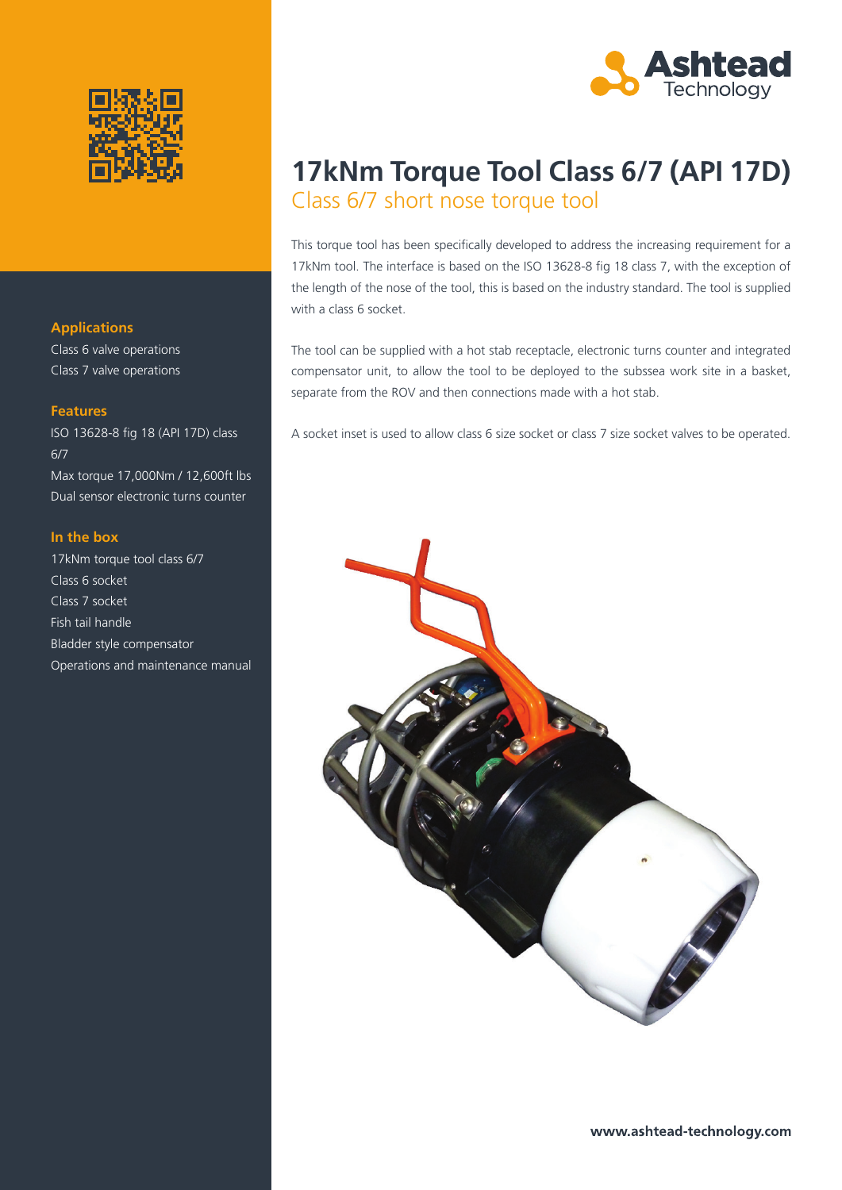# 17kNm Torque Tool Class 6/7 (API 17D)

## Class 6/7 short nose torque tool

This torque tool has been specifically developed to address the increasing requirement for a 17kNm tool. The interface is based on the ISO 13628-8 fig 18 class 7, with the exception of the length of the nose of the tool, this is based on the industry standard. The tool is supplied with a class 6 socket.

The tool can be supplied with a hot stab receptacle, electronic turns counter and integrated compensator unit, to allow the tool to be deployed to the subssea work site in a basket, separate from the ROV and then connections made with a hot stab.

A socket inset is used to allow class 6 size socket or class 7 size socket valves to be operated.

### Applications

Class 6 valve operations
Class 7 valve operations

### Features

ISO 13628-8 fig 18 (API 17D) class 6/7
Max torque 17,000Nm / 12,600ft lbs
Dual sensor electronic turns counter

### In the box

17kNm torque tool class 6/7
Class 6 socket
Class 7 socket
Fish tail handle
Bladder style compensator
Operations and maintenance manual

www.ashtead-technology.com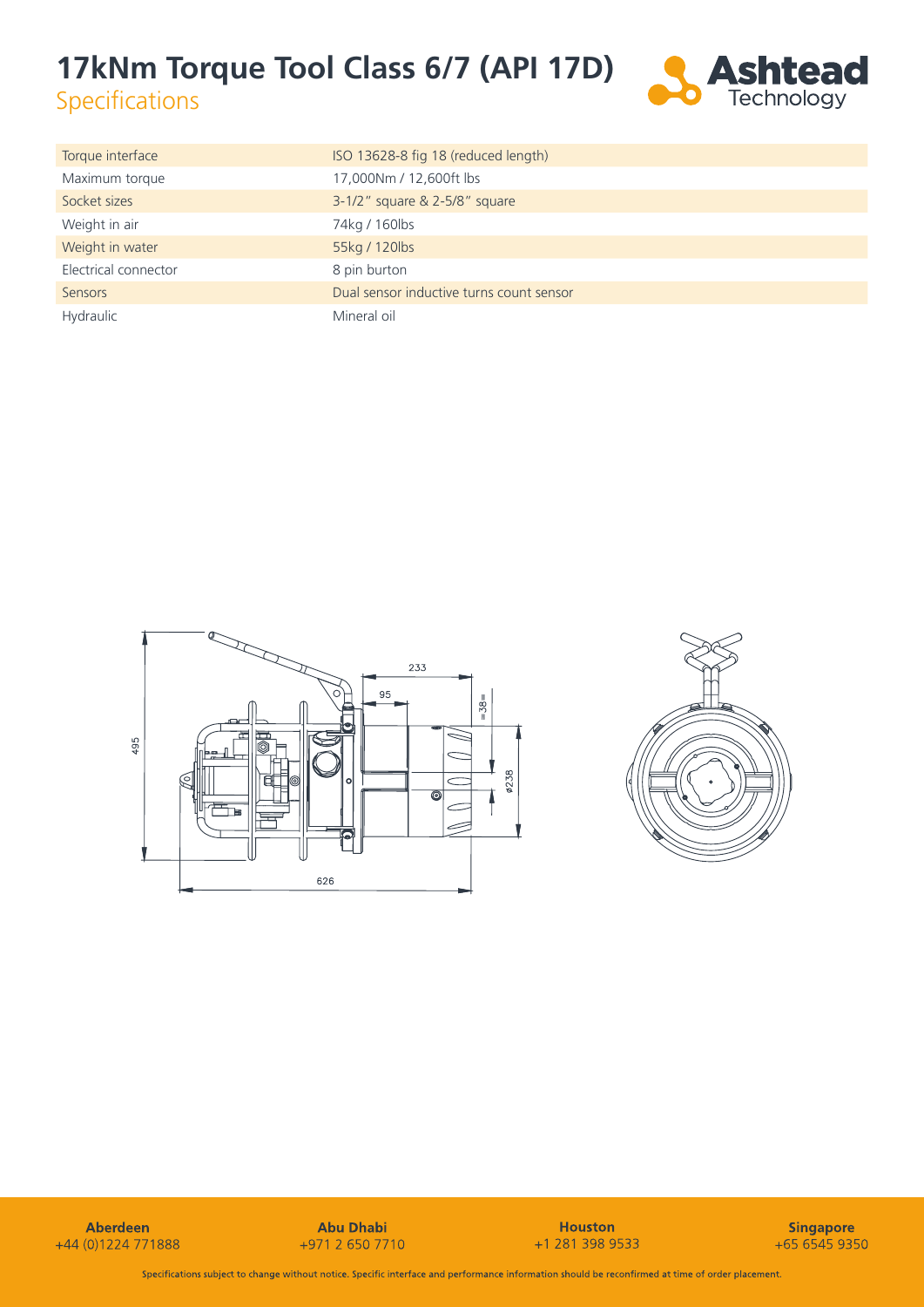# 17kNm Torque Tool Class 6/7 (API 17D)

## Specifications

| | |
|---|---|
| Torque interface | ISO 13628-8 fig 18 (reduced length) |
| Maximum torque | 17,000Nm / 12,600ft lbs |
| Socket sizes | 3-1/2" square & 2-5/8" square |
| Weight in air | 74kg / 160lbs |
| Weight in water | 55kg / 120lbs |
| Electrical connector | 8 pin burton |
| Sensors | Dual sensor inductive turns count sensor |
| Hydraulic | Mineral oil |

233

95

=38=

495

ø238

626

**Aberdeen**
+44 (0)1224 771888

**Abu Dhabi**
+971 2 650 7710

**Houston**
+1 281 398 9533

**Singapore**
+65 6545 9350

Specifications subject to change without notice. Specific interface and performance information should be reconfirmed at time of order placement.